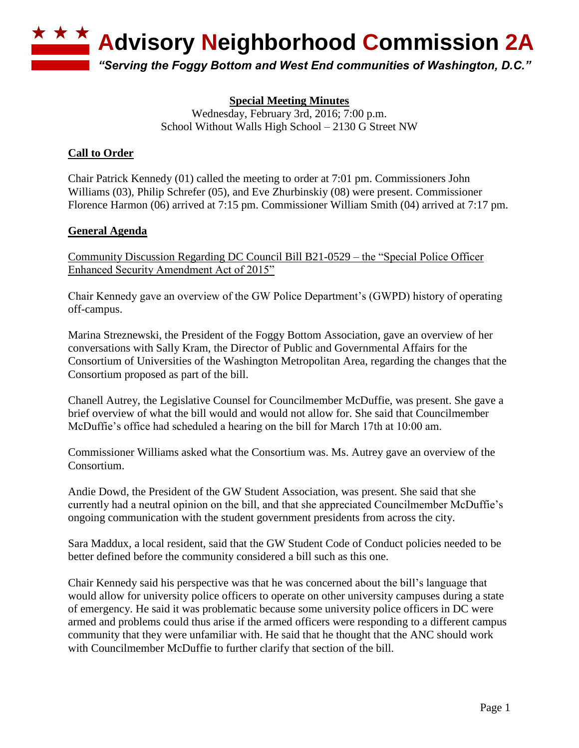# Advisory Neighborhood Commission 2A

*"Serving the Foggy Bottom and West End communities of Washington, D.C."*

**Special Meeting Minutes**

Wednesday, February 3rd, 2016; 7:00 p.m.
School Without Walls High School – 2130 G Street NW

## Call to Order

Chair Patrick Kennedy (01) called the meeting to order at 7:01 pm. Commissioners John Williams (03), Philip Schrefer (05), and Eve Zhurbinskiy (08) were present. Commissioner Florence Harmon (06) arrived at 7:15 pm. Commissioner William Smith (04) arrived at 7:17 pm.

## General Agenda

Community Discussion Regarding DC Council Bill B21-0529 – the "Special Police Officer Enhanced Security Amendment Act of 2015"

Chair Kennedy gave an overview of the GW Police Department's (GWPD) history of operating off-campus.

Marina Streznewski, the President of the Foggy Bottom Association, gave an overview of her conversations with Sally Kram, the Director of Public and Governmental Affairs for the Consortium of Universities of the Washington Metropolitan Area, regarding the changes that the Consortium proposed as part of the bill.

Chanell Autrey, the Legislative Counsel for Councilmember McDuffie, was present. She gave a brief overview of what the bill would and would not allow for. She said that Councilmember McDuffie's office had scheduled a hearing on the bill for March 17th at 10:00 am.

Commissioner Williams asked what the Consortium was. Ms. Autrey gave an overview of the Consortium.

Andie Dowd, the President of the GW Student Association, was present. She said that she currently had a neutral opinion on the bill, and that she appreciated Councilmember McDuffie's ongoing communication with the student government presidents from across the city.

Sara Maddux, a local resident, said that the GW Student Code of Conduct policies needed to be better defined before the community considered a bill such as this one.

Chair Kennedy said his perspective was that he was concerned about the bill's language that would allow for university police officers to operate on other university campuses during a state of emergency. He said it was problematic because some university police officers in DC were armed and problems could thus arise if the armed officers were responding to a different campus community that they were unfamiliar with. He said that he thought that the ANC should work with Councilmember McDuffie to further clarify that section of the bill.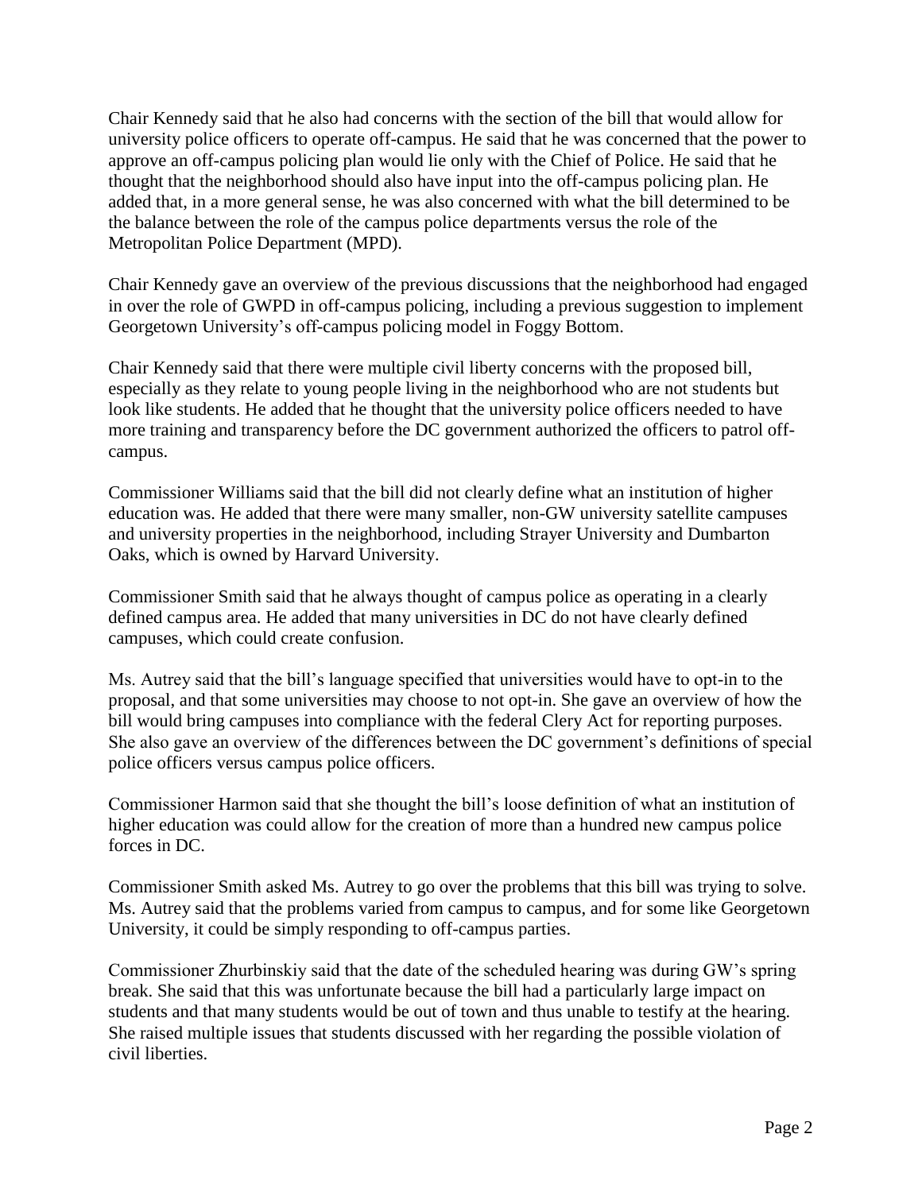Chair Kennedy said that he also had concerns with the section of the bill that would allow for university police officers to operate off-campus. He said that he was concerned that the power to approve an off-campus policing plan would lie only with the Chief of Police. He said that he thought that the neighborhood should also have input into the off-campus policing plan. He added that, in a more general sense, he was also concerned with what the bill determined to be the balance between the role of the campus police departments versus the role of the Metropolitan Police Department (MPD).

Chair Kennedy gave an overview of the previous discussions that the neighborhood had engaged in over the role of GWPD in off-campus policing, including a previous suggestion to implement Georgetown University's off-campus policing model in Foggy Bottom.

Chair Kennedy said that there were multiple civil liberty concerns with the proposed bill, especially as they relate to young people living in the neighborhood who are not students but look like students. He added that he thought that the university police officers needed to have more training and transparency before the DC government authorized the officers to patrol off-campus.

Commissioner Williams said that the bill did not clearly define what an institution of higher education was. He added that there were many smaller, non-GW university satellite campuses and university properties in the neighborhood, including Strayer University and Dumbarton Oaks, which is owned by Harvard University.

Commissioner Smith said that he always thought of campus police as operating in a clearly defined campus area. He added that many universities in DC do not have clearly defined campuses, which could create confusion.

Ms. Autrey said that the bill's language specified that universities would have to opt-in to the proposal, and that some universities may choose to not opt-in. She gave an overview of how the bill would bring campuses into compliance with the federal Clery Act for reporting purposes. She also gave an overview of the differences between the DC government's definitions of special police officers versus campus police officers.

Commissioner Harmon said that she thought the bill's loose definition of what an institution of higher education was could allow for the creation of more than a hundred new campus police forces in DC.

Commissioner Smith asked Ms. Autrey to go over the problems that this bill was trying to solve. Ms. Autrey said that the problems varied from campus to campus, and for some like Georgetown University, it could be simply responding to off-campus parties.

Commissioner Zhurbinskiy said that the date of the scheduled hearing was during GW's spring break. She said that this was unfortunate because the bill had a particularly large impact on students and that many students would be out of town and thus unable to testify at the hearing. She raised multiple issues that students discussed with her regarding the possible violation of civil liberties.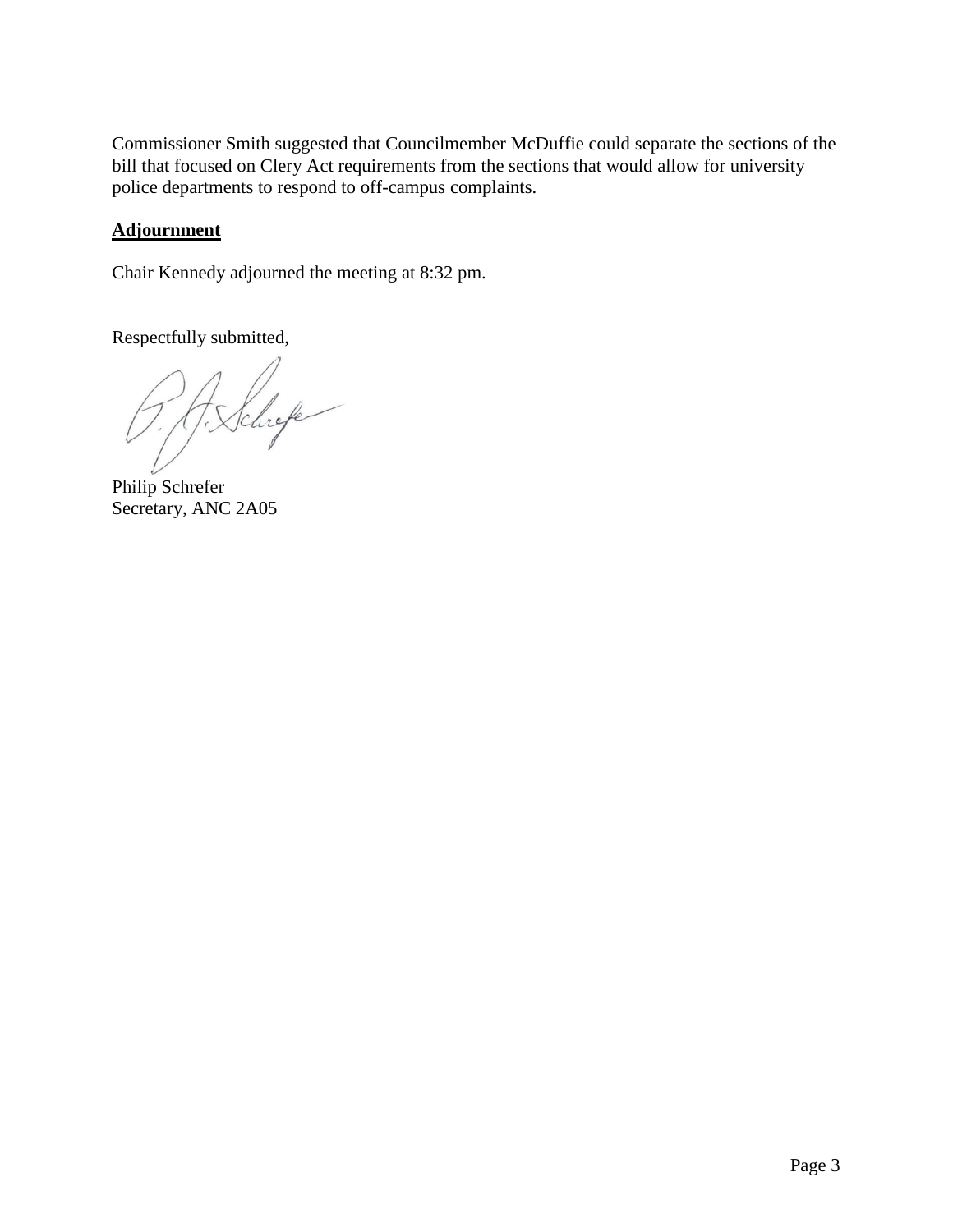Commissioner Smith suggested that Councilmember McDuffie could separate the sections of the bill that focused on Clery Act requirements from the sections that would allow for university police departments to respond to off-campus complaints.

**Adjournment**

Chair Kennedy adjourned the meeting at 8:32 pm.

Respectfully submitted,

Philip Schrefer
Secretary, ANC 2A05